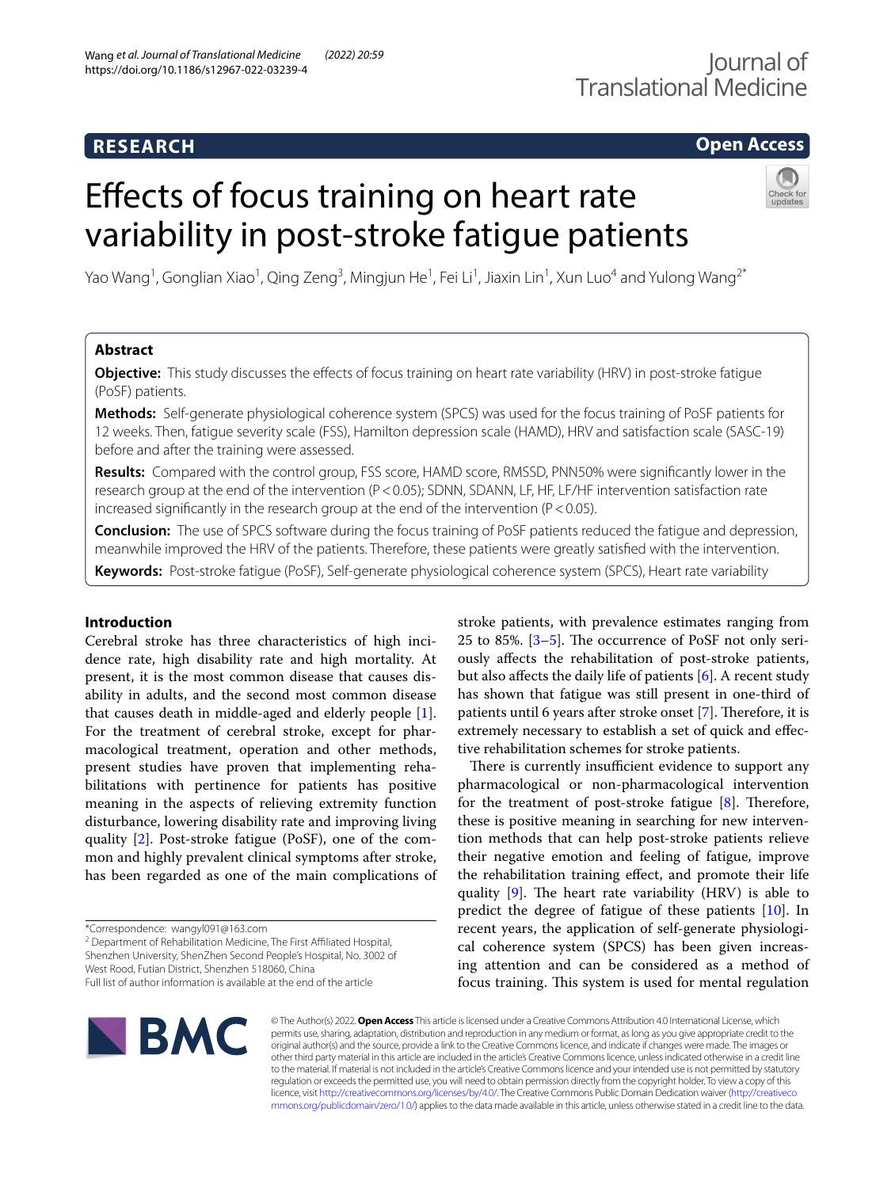**RESEARCH** | **Open Access**

# Effects of focus training on heart rate variability in post-stroke fatigue patients

Yao Wang[1], Gonglian Xiao[1], Qing Zeng[3], Mingjun He[1], Fei Li[1], Jiaxin Lin[1], Xun Luo[4] and Yulong Wang[2*]

## Abstract

**Objective:** This study discusses the effects of focus training on heart rate variability (HRV) in post-stroke fatigue (PoSF) patients.

**Methods:** Self-generate physiological coherence system (SPCS) was used for the focus training of PoSF patients for 12 weeks. Then, fatigue severity scale (FSS), Hamilton depression scale (HAMD), HRV and satisfaction scale (SASC-19) before and after the training were assessed.

**Results:** Compared with the control group, FSS score, HAMD score, RMSSD, PNN50% were significantly lower in the research group at the end of the intervention ($P < 0.05$); SDNN, SDANN, LF, HF, LF/HF intervention satisfaction rate increased significantly in the research group at the end of the intervention ($P < 0.05$).

**Conclusion:** The use of SPCS software during the focus training of PoSF patients reduced the fatigue and depression, meanwhile improved the HRV of the patients. Therefore, these patients were greatly satisfied with the intervention.

**Keywords:** Post-stroke fatigue (PoSF), Self-generate physiological coherence system (SPCS), Heart rate variability

## Introduction

Cerebral stroke has three characteristics of high incidence rate, high disability rate and high mortality. At present, it is the most common disease that causes disability in adults, and the second most common disease that causes death in middle-aged and elderly people [1]. For the treatment of cerebral stroke, except for pharmacological treatment, operation and other methods, present studies have proven that implementing rehabilitations with pertinence for patients has positive meaning in the aspects of relieving extremity function disturbance, lowering disability rate and improving living quality [2]. Post-stroke fatigue (PoSF), one of the common and highly prevalent clinical symptoms after stroke, has been regarded as one of the main complications of stroke patients, with prevalence estimates ranging from 25 to 85%. [3–5]. The occurrence of PoSF not only seriously affects the rehabilitation of post-stroke patients, but also affects the daily life of patients [6]. A recent study has shown that fatigue was still present in one-third of patients until 6 years after stroke onset [7]. Therefore, it is extremely necessary to establish a set of quick and effective rehabilitation schemes for stroke patients.

There is currently insufficient evidence to support any pharmacological or non-pharmacological intervention for the treatment of post-stroke fatigue [8]. Therefore, these is positive meaning in searching for new intervention methods that can help post-stroke patients relieve their negative emotion and feeling of fatigue, improve the rehabilitation training effect, and promote their life quality [9]. The heart rate variability (HRV) is able to predict the degree of fatigue of these patients [10]. In recent years, the application of self-generate physiological coherence system (SPCS) has been given increasing attention and can be considered as a method of focus training. This system is used for mental regulation

*Correspondence: wangyl091@163.com

[2] Department of Rehabilitation Medicine, The First Affiliated Hospital, Shenzhen University, ShenZhen Second People's Hospital, No. 3002 of West Rood, Futian District, Shenzhen 518060, China

Full list of author information is available at the end of the article

© The Author(s) 2022. **Open Access** This article is licensed under a Creative Commons Attribution 4.0 International License, which permits use, sharing, adaptation, distribution and reproduction in any medium or format, as long as you give appropriate credit to the original author(s) and the source, provide a link to the Creative Commons licence, and indicate if changes were made. The images or other third party material in this article are included in the article's Creative Commons licence, unless indicated otherwise in a credit line to the material. If material is not included in the article's Creative Commons licence and your intended use is not permitted by statutory regulation or exceeds the permitted use, you will need to obtain permission directly from the copyright holder. To view a copy of this licence, visit http://creativecommons.org/licenses/by/4.0/. The Creative Commons Public Domain Dedication waiver (http://creativecommons.org/publicdomain/zero/1.0/) applies to the data made available in this article, unless otherwise stated in a credit line to the data.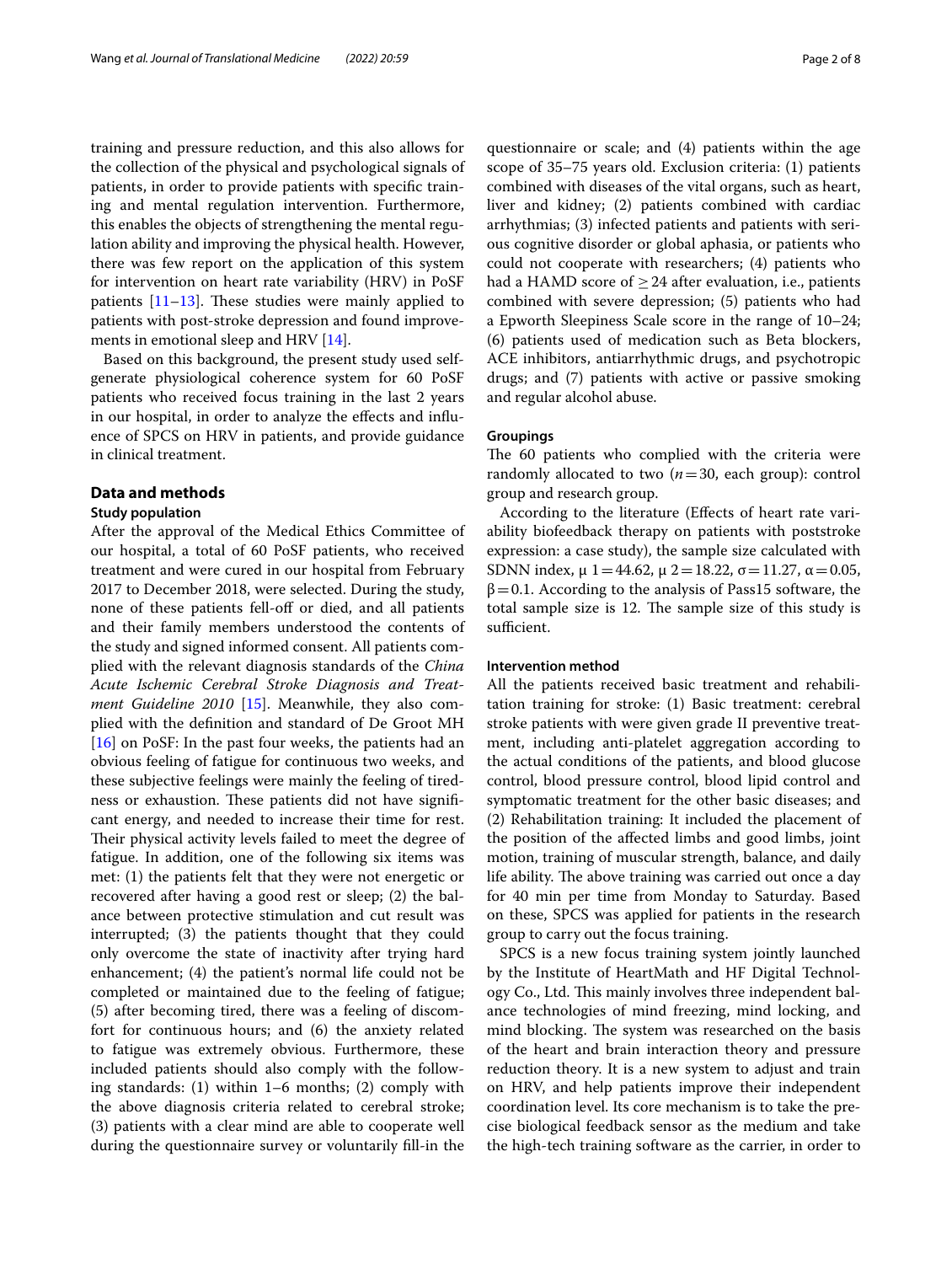training and pressure reduction, and this also allows for the collection of the physical and psychological signals of patients, in order to provide patients with specific training and mental regulation intervention. Furthermore, this enables the objects of strengthening the mental regulation ability and improving the physical health. However, there was few report on the application of this system for intervention on heart rate variability (HRV) in PoSF patients [11–13]. These studies were mainly applied to patients with post-stroke depression and found improvements in emotional sleep and HRV [14].

Based on this background, the present study used self-generate physiological coherence system for 60 PoSF patients who received focus training in the last 2 years in our hospital, in order to analyze the effects and influence of SPCS on HRV in patients, and provide guidance in clinical treatment.

## Data and methods

### Study population

After the approval of the Medical Ethics Committee of our hospital, a total of 60 PoSF patients, who received treatment and were cured in our hospital from February 2017 to December 2018, were selected. During the study, none of these patients fell-off or died, and all patients and their family members understood the contents of the study and signed informed consent. All patients complied with the relevant diagnosis standards of the *China Acute Ischemic Cerebral Stroke Diagnosis and Treatment Guideline 2010* [15]. Meanwhile, they also complied with the definition and standard of De Groot MH [16] on PoSF: In the past four weeks, the patients had an obvious feeling of fatigue for continuous two weeks, and these subjective feelings were mainly the feeling of tiredness or exhaustion. These patients did not have significant energy, and needed to increase their time for rest. Their physical activity levels failed to meet the degree of fatigue. In addition, one of the following six items was met: (1) the patients felt that they were not energetic or recovered after having a good rest or sleep; (2) the balance between protective stimulation and cut result was interrupted; (3) the patients thought that they could only overcome the state of inactivity after trying hard enhancement; (4) the patient's normal life could not be completed or maintained due to the feeling of fatigue; (5) after becoming tired, there was a feeling of discomfort for continuous hours; and (6) the anxiety related to fatigue was extremely obvious. Furthermore, these included patients should also comply with the following standards: (1) within 1–6 months; (2) comply with the above diagnosis criteria related to cerebral stroke; (3) patients with a clear mind are able to cooperate well during the questionnaire survey or voluntarily fill-in the questionnaire or scale; and (4) patients within the age scope of 35–75 years old. Exclusion criteria: (1) patients combined with diseases of the vital organs, such as heart, liver and kidney; (2) patients combined with cardiac arrhythmias; (3) infected patients and patients with serious cognitive disorder or global aphasia, or patients who could not cooperate with researchers; (4) patients who had a HAMD score of ≥ 24 after evaluation, i.e., patients combined with severe depression; (5) patients who had a Epworth Sleepiness Scale score in the range of 10–24; (6) patients used of medication such as Beta blockers, ACE inhibitors, antiarrhythmic drugs, and psychotropic drugs; and (7) patients with active or passive smoking and regular alcohol abuse.

### Groupings

The 60 patients who complied with the criteria were randomly allocated to two ($n = 30$, each group): control group and research group.

According to the literature (Effects of heart rate variability biofeedback therapy on patients with poststroke expression: a case study), the sample size calculated with SDNN index, $\mu\ 1 = 44.62$, $\mu\ 2 = 18.22$, $\sigma = 11.27$, $\alpha = 0.05$, $\beta = 0.1$. According to the analysis of Pass15 software, the total sample size is 12. The sample size of this study is sufficient.

### Intervention method

All the patients received basic treatment and rehabilitation training for stroke: (1) Basic treatment: cerebral stroke patients with were given grade II preventive treatment, including anti-platelet aggregation according to the actual conditions of the patients, and blood glucose control, blood pressure control, blood lipid control and symptomatic treatment for the other basic diseases; and (2) Rehabilitation training: It included the placement of the position of the affected limbs and good limbs, joint motion, training of muscular strength, balance, and daily life ability. The above training was carried out once a day for 40 min per time from Monday to Saturday. Based on these, SPCS was applied for patients in the research group to carry out the focus training.

SPCS is a new focus training system jointly launched by the Institute of HeartMath and HF Digital Technology Co., Ltd. This mainly involves three independent balance technologies of mind freezing, mind locking, and mind blocking. The system was researched on the basis of the heart and brain interaction theory and pressure reduction theory. It is a new system to adjust and train on HRV, and help patients improve their independent coordination level. Its core mechanism is to take the precise biological feedback sensor as the medium and take the high-tech training software as the carrier, in order to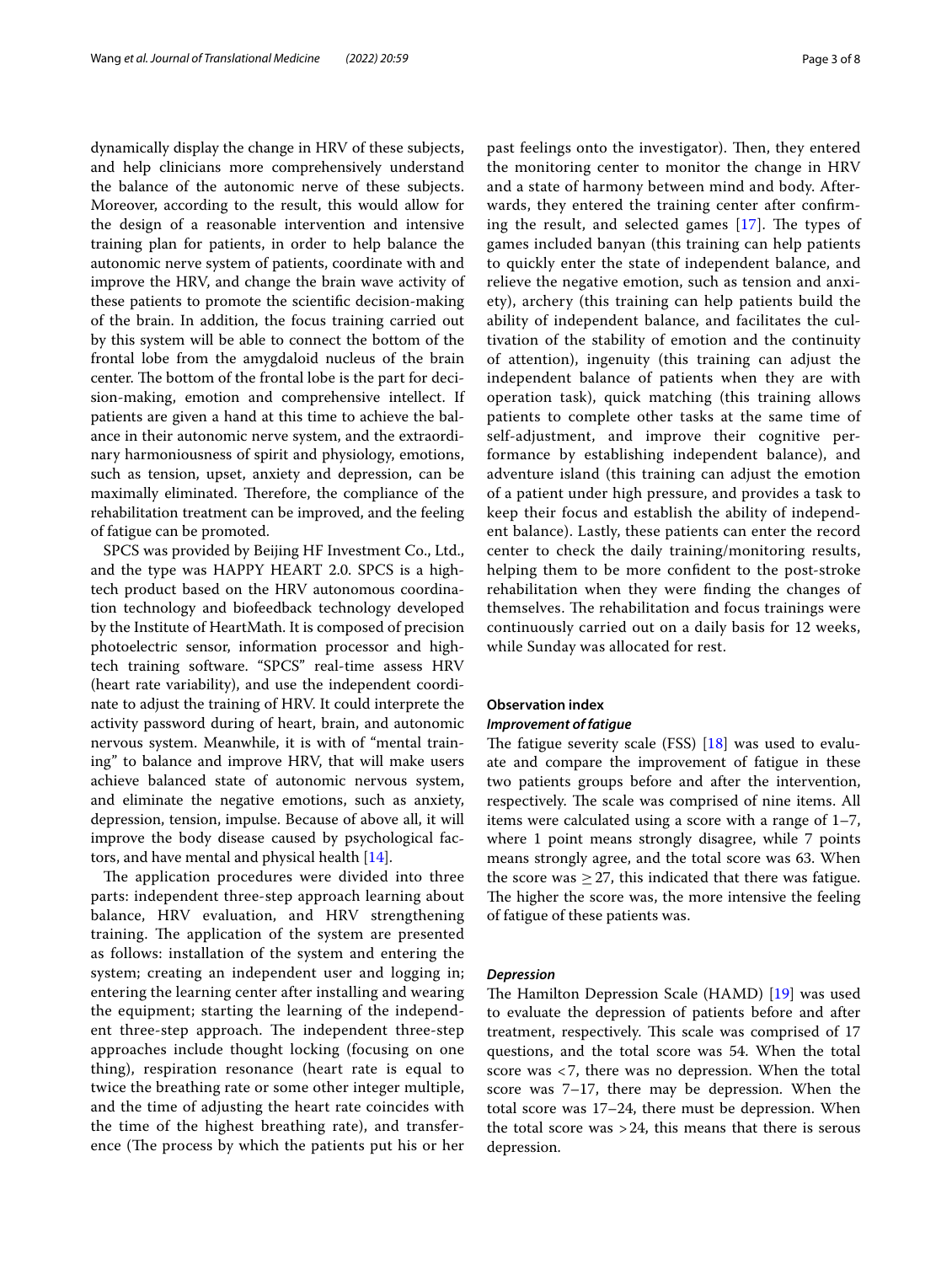dynamically display the change in HRV of these subjects, and help clinicians more comprehensively understand the balance of the autonomic nerve of these subjects. Moreover, according to the result, this would allow for the design of a reasonable intervention and intensive training plan for patients, in order to help balance the autonomic nerve system of patients, coordinate with and improve the HRV, and change the brain wave activity of these patients to promote the scientific decision-making of the brain. In addition, the focus training carried out by this system will be able to connect the bottom of the frontal lobe from the amygdaloid nucleus of the brain center. The bottom of the frontal lobe is the part for decision-making, emotion and comprehensive intellect. If patients are given a hand at this time to achieve the balance in their autonomic nerve system, and the extraordinary harmoniousness of spirit and physiology, emotions, such as tension, upset, anxiety and depression, can be maximally eliminated. Therefore, the compliance of the rehabilitation treatment can be improved, and the feeling of fatigue can be promoted.

SPCS was provided by Beijing HF Investment Co., Ltd., and the type was HAPPY HEART 2.0. SPCS is a high-tech product based on the HRV autonomous coordination technology and biofeedback technology developed by the Institute of HeartMath. It is composed of precision photoelectric sensor, information processor and high-tech training software. "SPCS" real-time assess HRV (heart rate variability), and use the independent coordinate to adjust the training of HRV. It could interprete the activity password during of heart, brain, and autonomic nervous system. Meanwhile, it is with of "mental training" to balance and improve HRV, that will make users achieve balanced state of autonomic nervous system, and eliminate the negative emotions, such as anxiety, depression, tension, impulse. Because of above all, it will improve the body disease caused by psychological factors, and have mental and physical health [14].

The application procedures were divided into three parts: independent three-step approach learning about balance, HRV evaluation, and HRV strengthening training. The application of the system are presented as follows: installation of the system and entering the system; creating an independent user and logging in; entering the learning center after installing and wearing the equipment; starting the learning of the independent three-step approach. The independent three-step approaches include thought locking (focusing on one thing), respiration resonance (heart rate is equal to twice the breathing rate or some other integer multiple, and the time of adjusting the heart rate coincides with the time of the highest breathing rate), and transference (The process by which the patients put his or her past feelings onto the investigator). Then, they entered the monitoring center to monitor the change in HRV and a state of harmony between mind and body. Afterwards, they entered the training center after confirming the result, and selected games [17]. The types of games included banyan (this training can help patients to quickly enter the state of independent balance, and relieve the negative emotion, such as tension and anxiety), archery (this training can help patients build the ability of independent balance, and facilitates the cultivation of the stability of emotion and the continuity of attention), ingenuity (this training can adjust the independent balance of patients when they are with operation task), quick matching (this training allows patients to complete other tasks at the same time of self-adjustment, and improve their cognitive performance by establishing independent balance), and adventure island (this training can adjust the emotion of a patient under high pressure, and provides a task to keep their focus and establish the ability of independent balance). Lastly, these patients can enter the record center to check the daily training/monitoring results, helping them to be more confident to the post-stroke rehabilitation when they were finding the changes of themselves. The rehabilitation and focus trainings were continuously carried out on a daily basis for 12 weeks, while Sunday was allocated for rest.

### Observation index

#### *Improvement of fatigue*

The fatigue severity scale (FSS) [18] was used to evaluate and compare the improvement of fatigue in these two patients groups before and after the intervention, respectively. The scale was comprised of nine items. All items were calculated using a score with a range of 1–7, where 1 point means strongly disagree, while 7 points means strongly agree, and the total score was 63. When the score was $\geq 27$, this indicated that there was fatigue. The higher the score was, the more intensive the feeling of fatigue of these patients was.

#### *Depression*

The Hamilton Depression Scale (HAMD) [19] was used to evaluate the depression of patients before and after treatment, respectively. This scale was comprised of 17 questions, and the total score was 54. When the total score was $<7$, there was no depression. When the total score was 7–17, there may be depression. When the total score was 17–24, there must be depression. When the total score was $>24$, this means that there is serous depression.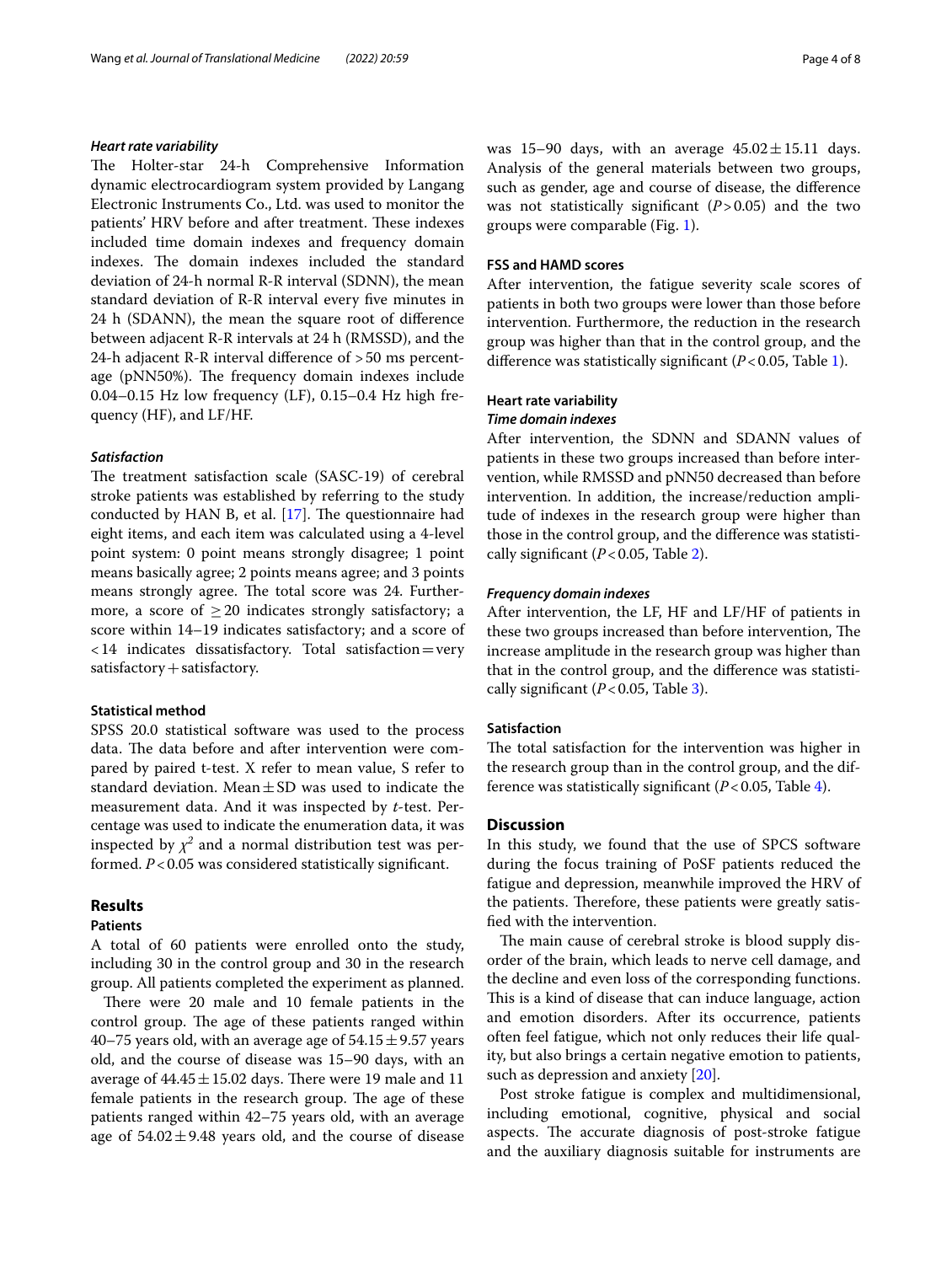#### *Heart rate variability*

The Holter-star 24-h Comprehensive Information dynamic electrocardiogram system provided by Langang Electronic Instruments Co., Ltd. was used to monitor the patients' HRV before and after treatment. These indexes included time domain indexes and frequency domain indexes. The domain indexes included the standard deviation of 24-h normal R-R interval (SDNN), the mean standard deviation of R-R interval every five minutes in 24 h (SDANN), the mean the square root of difference between adjacent R-R intervals at 24 h (RMSSD), and the 24-h adjacent R-R interval difference of >50 ms percentage (pNN50%). The frequency domain indexes include 0.04–0.15 Hz low frequency (LF), 0.15–0.4 Hz high frequency (HF), and LF/HF.

#### *Satisfaction*

The treatment satisfaction scale (SASC-19) of cerebral stroke patients was established by referring to the study conducted by HAN B, et al. [17]. The questionnaire had eight items, and each item was calculated using a 4-level point system: 0 point means strongly disagree; 1 point means basically agree; 2 points means agree; and 3 points means strongly agree. The total score was 24. Furthermore, a score of $\geq 20$ indicates strongly satisfactory; a score within 14–19 indicates satisfactory; and a score of <14 indicates dissatisfactory. Total satisfaction = very satisfactory + satisfactory.

### Statistical method

SPSS 20.0 statistical software was used to the process data. The data before and after intervention were compared by paired t-test. X refer to mean value, S refer to standard deviation. Mean ± SD was used to indicate the measurement data. And it was inspected by *t*-test. Percentage was used to indicate the enumeration data, it was inspected by $\chi^2$ and a normal distribution test was performed. $P<0.05$ was considered statistically significant.

## Results

### Patients

A total of 60 patients were enrolled onto the study, including 30 in the control group and 30 in the research group. All patients completed the experiment as planned.

There were 20 male and 10 female patients in the control group. The age of these patients ranged within 40–75 years old, with an average age of 54.15 ± 9.57 years old, and the course of disease was 15–90 days, with an average of 44.45 ± 15.02 days. There were 19 male and 11 female patients in the research group. The age of these patients ranged within 42–75 years old, with an average age of 54.02 ± 9.48 years old, and the course of disease was 15–90 days, with an average 45.02 ± 15.11 days. Analysis of the general materials between two groups, such as gender, age and course of disease, the difference was not statistically significant ($P>0.05$) and the two groups were comparable (Fig. 1).

### FSS and HAMD scores

After intervention, the fatigue severity scale scores of patients in both two groups were lower than those before intervention. Furthermore, the reduction in the research group was higher than that in the control group, and the difference was statistically significant ($P<0.05$, Table 1).

### Heart rate variability

#### *Time domain indexes*

After intervention, the SDNN and SDANN values of patients in these two groups increased than before intervention, while RMSSD and pNN50 decreased than before intervention. In addition, the increase/reduction amplitude of indexes in the research group were higher than those in the control group, and the difference was statistically significant ($P<0.05$, Table 2).

#### *Frequency domain indexes*

After intervention, the LF, HF and LF/HF of patients in these two groups increased than before intervention, The increase amplitude in the research group was higher than that in the control group, and the difference was statistically significant ($P<0.05$, Table 3).

### Satisfaction

The total satisfaction for the intervention was higher in the research group than in the control group, and the difference was statistically significant ($P<0.05$, Table 4).

## Discussion

In this study, we found that the use of SPCS software during the focus training of PoSF patients reduced the fatigue and depression, meanwhile improved the HRV of the patients. Therefore, these patients were greatly satisfied with the intervention.

The main cause of cerebral stroke is blood supply disorder of the brain, which leads to nerve cell damage, and the decline and even loss of the corresponding functions. This is a kind of disease that can induce language, action and emotion disorders. After its occurrence, patients often feel fatigue, which not only reduces their life quality, but also brings a certain negative emotion to patients, such as depression and anxiety [20].

Post stroke fatigue is complex and multidimensional, including emotional, cognitive, physical and social aspects. The accurate diagnosis of post-stroke fatigue and the auxiliary diagnosis suitable for instruments are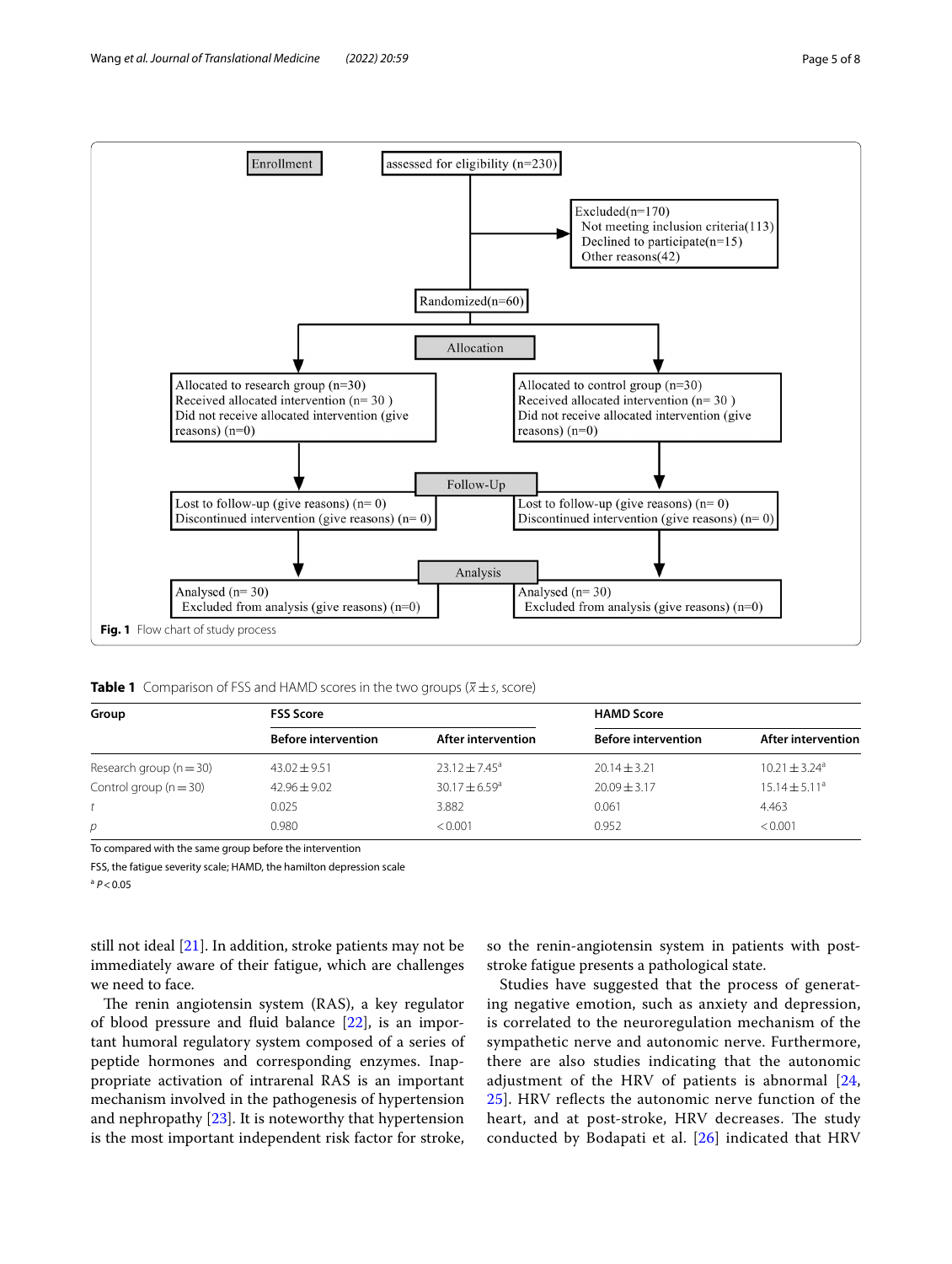Enrollment

assessed for eligibility (n=230)

Excluded(n=170)
Not meeting inclusion criteria(113)
Declined to participate(n=15)
Other reasons(42)

Randomized(n=60)

Allocation

Allocated to research group (n=30)
Received allocated intervention (n= 30 )
Did not receive allocated intervention (give reasons) (n=0)

Allocated to control group (n=30)
Received allocated intervention (n= 30 )
Did not receive allocated intervention (give reasons) (n=0)

Follow-Up

Lost to follow-up (give reasons) (n= 0)
Discontinued intervention (give reasons) (n= 0)

Lost to follow-up (give reasons) (n= 0)
Discontinued intervention (give reasons) (n= 0)

Analysis

Analysed (n= 30)
Excluded from analysis (give reasons) (n=0)

Analysed (n= 30)
Excluded from analysis (give reasons) (n=0)

**Fig. 1** Flow chart of study process

**Table 1** Comparison of FSS and HAMD scores in the two groups ($\bar{x} \pm s$, score)

| Group | FSS Score | | HAMD Score | |
|---|---|---|---|---|
| | Before intervention | After intervention | Before intervention | After intervention |
| Research group (n = 30) | 43.02 ± 9.51 | 23.12 ± 7.45[a] | 20.14 ± 3.21 | 10.21 ± 3.24[a] |
| Control group (n = 30) | 42.96 ± 9.02 | 30.17 ± 6.59[a] | 20.09 ± 3.17 | 15.14 ± 5.11[a] |
| $t$ | 0.025 | 3.882 | 0.061 | 4.463 |
| $p$ | 0.980 | < 0.001 | 0.952 | < 0.001 |

To compared with the same group before the intervention

FSS, the fatigue severity scale; HAMD, the hamilton depression scale

[a] $P < 0.05$

still not ideal [21]. In addition, stroke patients may not be immediately aware of their fatigue, which are challenges we need to face.

The renin angiotensin system (RAS), a key regulator of blood pressure and fluid balance [22], is an important humoral regulatory system composed of a series of peptide hormones and corresponding enzymes. Inappropriate activation of intrarenal RAS is an important mechanism involved in the pathogenesis of hypertension and nephropathy [23]. It is noteworthy that hypertension is the most important independent risk factor for stroke, so the renin-angiotensin system in patients with post-stroke fatigue presents a pathological state.

Studies have suggested that the process of generating negative emotion, such as anxiety and depression, is correlated to the neuroregulation mechanism of the sympathetic nerve and autonomic nerve. Furthermore, there are also studies indicating that the autonomic adjustment of the HRV of patients is abnormal [24, 25]. HRV reflects the autonomic nerve function of the heart, and at post-stroke, HRV decreases. The study conducted by Bodapati et al. [26] indicated that HRV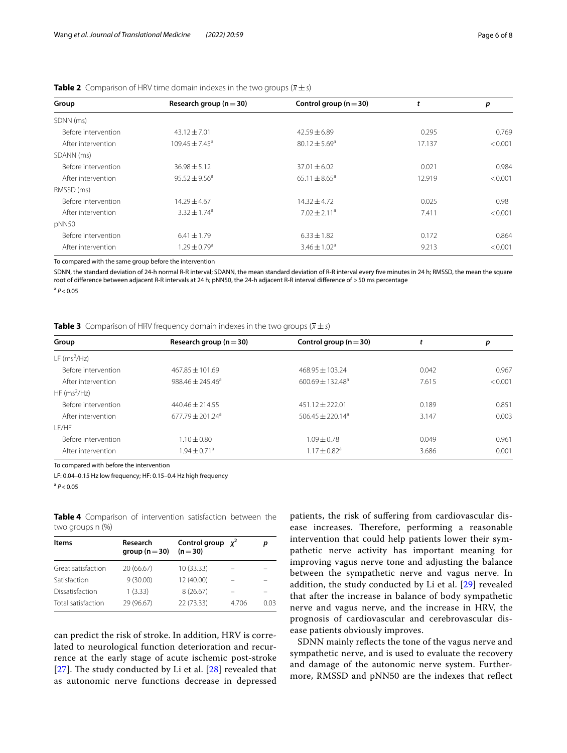**Table 2** Comparison of HRV time domain indexes in the two groups ($\bar{x} \pm s$)

| Group | Research group (n = 30) | Control group (n = 30) | t | p |
|---|---|---|---|---|
| SDNN (ms) | | | | |
| Before intervention | 43.12 ± 7.01 | 42.59 ± 6.89 | 0.295 | 0.769 |
| After intervention | 109.45 ± 7.45[a] | 80.12 ± 5.69[a] | 17.137 | < 0.001 |
| SDANN (ms) | | | | |
| Before intervention | 36.98 ± 5.12 | 37.01 ± 6.02 | 0.021 | 0.984 |
| After intervention | 95.52 ± 9.56[a] | 65.11 ± 8.65[a] | 12.919 | < 0.001 |
| RMSSD (ms) | | | | |
| Before intervention | 14.29 ± 4.67 | 14.32 ± 4.72 | 0.025 | 0.98 |
| After intervention | 3.32 ± 1.74[a] | 7.02 ± 2.11[a] | 7.411 | < 0.001 |
| pNN50 | | | | |
| Before intervention | 6.41 ± 1.79 | 6.33 ± 1.82 | 0.172 | 0.864 |
| After intervention | 1.29 ± 0.79[a] | 3.46 ± 1.02[a] | 9.213 | < 0.001 |

To compared with the same group before the intervention

SDNN, the standard deviation of 24-h normal R-R interval; SDANN, the mean standard deviation of R-R interval every five minutes in 24 h; RMSSD, the mean the square root of difference between adjacent R-R intervals at 24 h; pNN50, the 24-h adjacent R-R interval difference of > 50 ms percentage

[a] $P < 0.05$

**Table 3** Comparison of HRV frequency domain indexes in the two groups ($\bar{x} \pm s$)

| Group | Research group (n = 30) | Control group (n = 30) | t | p |
|---|---|---|---|---|
| LF ($ms^2$/Hz) | | | | |
| Before intervention | 467.85 ± 101.69 | 468.95 ± 103.24 | 0.042 | 0.967 |
| After intervention | 988.46 ± 245.46[a] | 600.69 ± 132.48[a] | 7.615 | < 0.001 |
| HF ($ms^2$/Hz) | | | | |
| Before intervention | 440.46 ± 214.55 | 451.12 ± 222.01 | 0.189 | 0.851 |
| After intervention | 677.79 ± 201.24[a] | 506.45 ± 220.14[a] | 3.147 | 0.003 |
| LF/HF | | | | |
| Before intervention | 1.10 ± 0.80 | 1.09 ± 0.78 | 0.049 | 0.961 |
| After intervention | 1.94 ± 0.71[a] | 1.17 ± 0.82[a] | 3.686 | 0.001 |

To compared with before the intervention

LF: 0.04–0.15 Hz low frequency; HF: 0.15–0.4 Hz high frequency

[a] $P < 0.05$

**Table 4** Comparison of intervention satisfaction between the two groups n (%)

| Items | Research group (n = 30) | Control group (n = 30) | $\chi^2$ | p |
|---|---|---|---|---|
| Great satisfaction | 20 (66.67) | 10 (33.33) | – | – |
| Satisfaction | 9 (30.00) | 12 (40.00) | – | – |
| Dissatisfaction | 1 (3.33) | 8 (26.67) | – | – |
| Total satisfaction | 29 (96.67) | 22 (73.33) | 4.706 | 0.03 |

can predict the risk of stroke. In addition, HRV is correlated to neurological function deterioration and recurrence at the early stage of acute ischemic post-stroke [27]. The study conducted by Li et al. [28] revealed that as autonomic nerve functions decrease in depressed patients, the risk of suffering from cardiovascular disease increases. Therefore, performing a reasonable intervention that could help patients lower their sympathetic nerve activity has important meaning for improving vagus nerve tone and adjusting the balance between the sympathetic nerve and vagus nerve. In addition, the study conducted by Li et al. [29] revealed that after the increase in balance of body sympathetic nerve and vagus nerve, and the increase in HRV, the prognosis of cardiovascular and cerebrovascular disease patients obviously improves.

SDNN mainly reflects the tone of the vagus nerve and sympathetic nerve, and is used to evaluate the recovery and damage of the autonomic nerve system. Furthermore, RMSSD and pNN50 are the indexes that reflect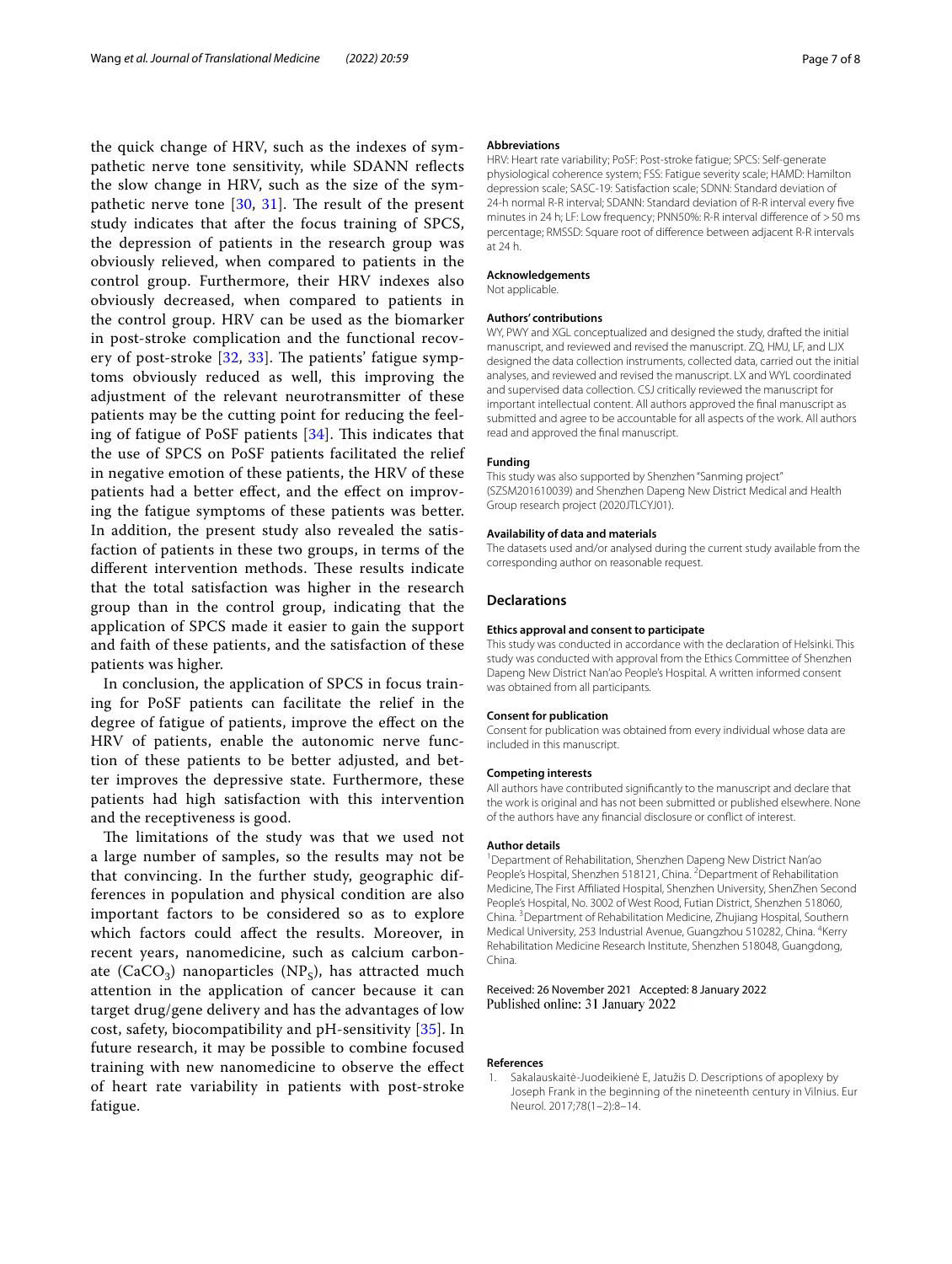the quick change of HRV, such as the indexes of sympathetic nerve tone sensitivity, while SDANN reflects the slow change in HRV, such as the size of the sympathetic nerve tone [30, 31]. The result of the present study indicates that after the focus training of SPCS, the depression of patients in the research group was obviously relieved, when compared to patients in the control group. Furthermore, their HRV indexes also obviously decreased, when compared to patients in the control group. HRV can be used as the biomarker in post-stroke complication and the functional recovery of post-stroke [32, 33]. The patients' fatigue symptoms obviously reduced as well, this improving the adjustment of the relevant neurotransmitter of these patients may be the cutting point for reducing the feeling of fatigue of PoSF patients [34]. This indicates that the use of SPCS on PoSF patients facilitated the relief in negative emotion of these patients, the HRV of these patients had a better effect, and the effect on improving the fatigue symptoms of these patients was better. In addition, the present study also revealed the satisfaction of patients in these two groups, in terms of the different intervention methods. These results indicate that the total satisfaction was higher in the research group than in the control group, indicating that the application of SPCS made it easier to gain the support and faith of these patients, and the satisfaction of these patients was higher.

In conclusion, the application of SPCS in focus training for PoSF patients can facilitate the relief in the degree of fatigue of patients, improve the effect on the HRV of patients, enable the autonomic nerve function of these patients to be better adjusted, and better improves the depressive state. Furthermore, these patients had high satisfaction with this intervention and the receptiveness is good.

The limitations of the study was that we used not a large number of samples, so the results may not be that convincing. In the further study, geographic differences in population and physical condition are also important factors to be considered so as to explore which factors could affect the results. Moreover, in recent years, nanomedicine, such as calcium carbonate ($CaCO_3$) nanoparticles ($NP_S$), has attracted much attention in the application of cancer because it can target drug/gene delivery and has the advantages of low cost, safety, biocompatibility and pH-sensitivity [35]. In future research, it may be possible to combine focused training with new nanomedicine to observe the effect of heart rate variability in patients with post-stroke fatigue.

#### Abbreviations
HRV: Heart rate variability; PoSF: Post-stroke fatigue; SPCS: Self-generate physiological coherence system; FSS: Fatigue severity scale; HAMD: Hamilton depression scale; SASC-19: Satisfaction scale; SDNN: Standard deviation of 24-h normal R-R interval; SDANN: Standard deviation of R-R interval every five minutes in 24 h; LF: Low frequency; PNN50%: R-R interval difference of > 50 ms percentage; RMSSD: Square root of difference between adjacent R-R intervals at 24 h.

#### Acknowledgements
Not applicable.

#### Authors' contributions
WY, PWY and XGL conceptualized and designed the study, drafted the initial manuscript, and reviewed and revised the manuscript. ZQ, HMJ, LF, and LJX designed the data collection instruments, collected data, carried out the initial analyses, and reviewed and revised the manuscript. LX and WYL coordinated and supervised data collection. CSJ critically reviewed the manuscript for important intellectual content. All authors approved the final manuscript as submitted and agree to be accountable for all aspects of the work. All authors read and approved the final manuscript.

#### Funding
This study was also supported by Shenzhen "Sanming project" (SZSM201610039) and Shenzhen Dapeng New District Medical and Health Group research project (2020JTLCYJ01).

#### Availability of data and materials
The datasets used and/or analysed during the current study available from the corresponding author on reasonable request.

## Declarations

#### Ethics approval and consent to participate
This study was conducted in accordance with the declaration of Helsinki. This study was conducted with approval from the Ethics Committee of Shenzhen Dapeng New District Nan'ao People's Hospital. A written informed consent was obtained from all participants.

#### Consent for publication
Consent for publication was obtained from every individual whose data are included in this manuscript.

#### Competing interests
All authors have contributed significantly to the manuscript and declare that the work is original and has not been submitted or published elsewhere. None of the authors have any financial disclosure or conflict of interest.

#### Author details
[1]Department of Rehabilitation, Shenzhen Dapeng New District Nan'ao People's Hospital, Shenzhen 518121, China. [2]Department of Rehabilitation Medicine, The First Affiliated Hospital, Shenzhen University, ShenZhen Second People's Hospital, No. 3002 of West Rood, Futian District, Shenzhen 518060, China. [3]Department of Rehabilitation Medicine, Zhujiang Hospital, Southern Medical University, 253 Industrial Avenue, Guangzhou 510282, China. [4]Kerry Rehabilitation Medicine Research Institute, Shenzhen 518048, Guangdong, China.

Received: 26 November 2021 Accepted: 8 January 2022
Published online: 31 January 2022

#### References
1. Sakalauskaitė-Juodeikienė E, Jatužis D. Descriptions of apoplexy by Joseph Frank in the beginning of the nineteenth century in Vilnius. Eur Neurol. 2017;78(1–2):8–14.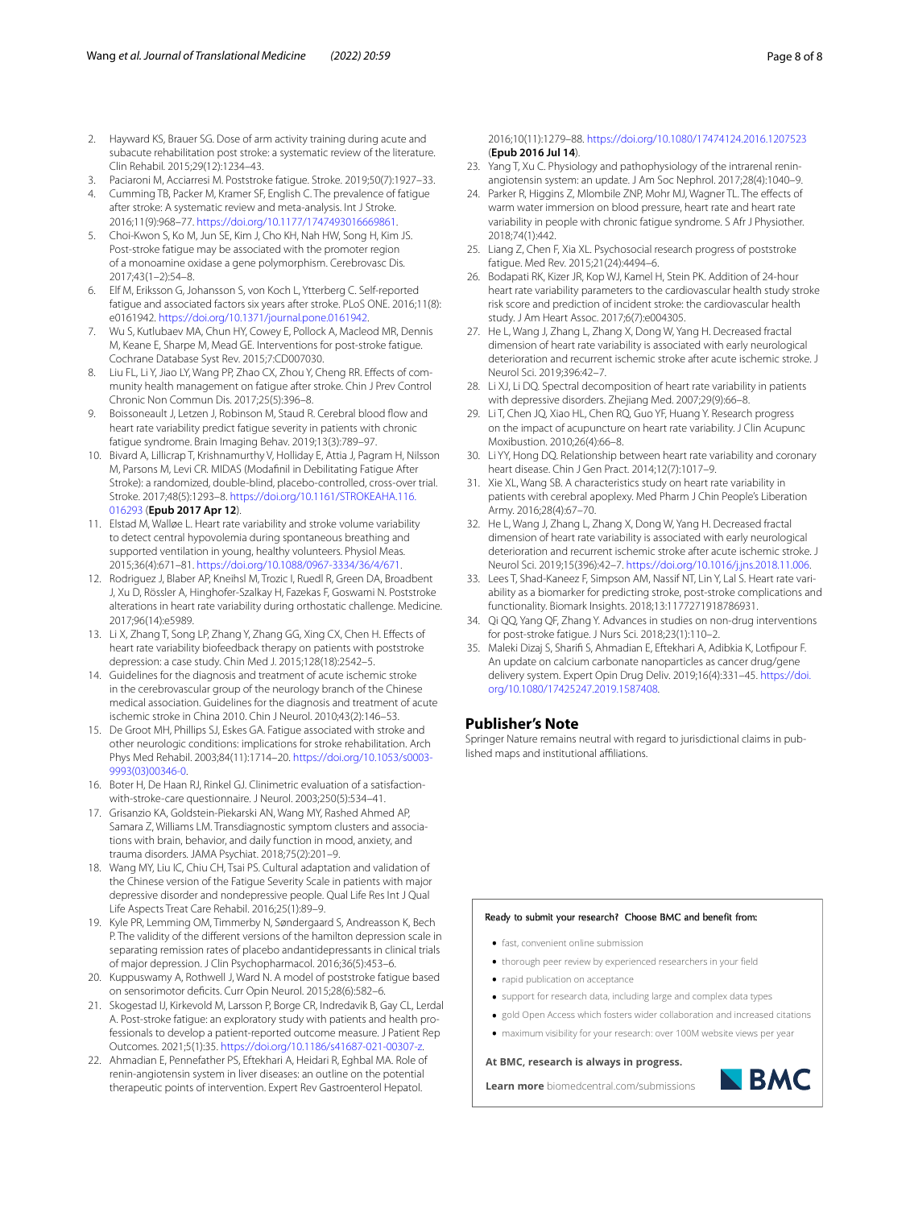2. Hayward KS, Brauer SG. Dose of arm activity training during acute and subacute rehabilitation post stroke: a systematic review of the literature. Clin Rehabil. 2015;29(12):1234–43.
3. Paciaroni M, Acciarresi M. Poststroke fatigue. Stroke. 2019;50(7):1927–33.
4. Cumming TB, Packer M, Kramer SF, English C. The prevalence of fatigue after stroke: A systematic review and meta-analysis. Int J Stroke. 2016;11(9):968–77. https://doi.org/10.1177/1747493016669861.
5. Choi-Kwon S, Ko M, Jun SE, Kim J, Cho KH, Nah HW, Song H, Kim JS. Post-stroke fatigue may be associated with the promoter region of a monoamine oxidase a gene polymorphism. Cerebrovasc Dis. 2017;43(1–2):54–8.
6. Elf M, Eriksson G, Johansson S, von Koch L, Ytterberg C. Self-reported fatigue and associated factors six years after stroke. PLoS ONE. 2016;11(8):e0161942. https://doi.org/10.1371/journal.pone.0161942.
7. Wu S, Kutlubaev MA, Chun HY, Cowey E, Pollock A, Macleod MR, Dennis M, Keane E, Sharpe M, Mead GE. Interventions for post-stroke fatigue. Cochrane Database Syst Rev. 2015;7:CD007030.
8. Liu FL, Li Y, Jiao LY, Wang PP, Zhao CX, Zhou Y, Cheng RR. Effects of community health management on fatigue after stroke. Chin J Prev Control Chronic Non Commun Dis. 2017;25(5):396–8.
9. Boissoneault J, Letzen J, Robinson M, Staud R. Cerebral blood flow and heart rate variability predict fatigue severity in patients with chronic fatigue syndrome. Brain Imaging Behav. 2019;13(3):789–97.
10. Bivard A, Lillicrap T, Krishnamurthy V, Holliday E, Attia J, Pagram H, Nilsson M, Parsons M, Levi CR. MIDAS (Modafinil in Debilitating Fatigue After Stroke): a randomized, double-blind, placebo-controlled, cross-over trial. Stroke. 2017;48(5):1293–8. https://doi.org/10.1161/STROKEAHA.116.016293 (**Epub 2017 Apr 12**).
11. Elstad M, Walløe L. Heart rate variability and stroke volume variability to detect central hypovolemia during spontaneous breathing and supported ventilation in young, healthy volunteers. Physiol Meas. 2015;36(4):671–81. https://doi.org/10.1088/0967-3334/36/4/671.
12. Rodriguez J, Blaber AP, Kneihsl M, Trozic I, Ruedl R, Green DA, Broadbent J, Xu D, Rössler A, Hinghofer-Szalkay H, Fazekas F, Goswami N. Poststroke alterations in heart rate variability during orthostatic challenge. Medicine. 2017;96(14):e5989.
13. Li X, Zhang T, Song LP, Zhang Y, Zhang GG, Xing CX, Chen H. Effects of heart rate variability biofeedback therapy on patients with poststroke depression: a case study. Chin Med J. 2015;128(18):2542–5.
14. Guidelines for the diagnosis and treatment of acute ischemic stroke in the cerebrovascular group of the neurology branch of the Chinese medical association. Guidelines for the diagnosis and treatment of acute ischemic stroke in China 2010. Chin J Neurol. 2010;43(2):146–53.
15. De Groot MH, Phillips SJ, Eskes GA. Fatigue associated with stroke and other neurologic conditions: implications for stroke rehabilitation. Arch Phys Med Rehabil. 2003;84(11):1714–20. https://doi.org/10.1053/s0003-9993(03)00346-0.
16. Boter H, De Haan RJ, Rinkel GJ. Clinimetric evaluation of a satisfaction-with-stroke-care questionnaire. J Neurol. 2003;250(5):534–41.
17. Grisanzio KA, Goldstein-Piekarski AN, Wang MY, Rashed Ahmed AP, Samara Z, Williams LM. Transdiagnostic symptom clusters and associations with brain, behavior, and daily function in mood, anxiety, and trauma disorders. JAMA Psychiat. 2018;75(2):201–9.
18. Wang MY, Liu IC, Chiu CH, Tsai PS. Cultural adaptation and validation of the Chinese version of the Fatigue Severity Scale in patients with major depressive disorder and nondepressive people. Qual Life Res Int J Qual Life Aspects Treat Care Rehabil. 2016;25(1):89–9.
19. Kyle PR, Lemming OM, Timmerby N, Søndergaard S, Andreasson K, Bech P. The validity of the different versions of the hamilton depression scale in separating remission rates of placebo andantidepressants in clinical trials of major depression. J Clin Psychopharmacol. 2016;36(5):453–6.
20. Kuppuswamy A, Rothwell J, Ward N. A model of poststroke fatigue based on sensorimotor deficits. Curr Opin Neurol. 2015;28(6):582–6.
21. Skogestad IJ, Kirkevold M, Larsson P, Borge CR, Indredavik B, Gay CL, Lerdal A. Post-stroke fatigue: an exploratory study with patients and health professionals to develop a patient-reported outcome measure. J Patient Rep Outcomes. 2021;5(1):35. https://doi.org/10.1186/s41687-021-00307-z.
22. Ahmadian E, Pennefather PS, Eftekhari A, Heidari R, Eghbal MA. Role of renin-angiotensin system in liver diseases: an outline on the potential therapeutic points of intervention. Expert Rev Gastroenterol Hepatol. 2016;10(11):1279–88. https://doi.org/10.1080/17474124.2016.1207523 (**Epub 2016 Jul 14**).
23. Yang T, Xu C. Physiology and pathophysiology of the intrarenal renin-angiotensin system: an update. J Am Soc Nephrol. 2017;28(4):1040–9.
24. Parker R, Higgins Z, Mlombile ZNP, Mohr MJ, Wagner TL. The effects of warm water immersion on blood pressure, heart rate and heart rate variability in people with chronic fatigue syndrome. S Afr J Physiother. 2018;74(1):442.
25. Liang Z, Chen F, Xia XL. Psychosocial research progress of poststroke fatigue. Med Rev. 2015;21(24):4494–6.
26. Bodapati RK, Kizer JR, Kop WJ, Kamel H, Stein PK. Addition of 24-hour heart rate variability parameters to the cardiovascular health study stroke risk score and prediction of incident stroke: the cardiovascular health study. J Am Heart Assoc. 2017;6(7):e004305.
27. He L, Wang J, Zhang L, Zhang X, Dong W, Yang H. Decreased fractal dimension of heart rate variability is associated with early neurological deterioration and recurrent ischemic stroke after acute ischemic stroke. J Neurol Sci. 2019;396:42–7.
28. Li XJ, Li DQ. Spectral decomposition of heart rate variability in patients with depressive disorders. Zhejiang Med. 2007;29(9):66–8.
29. Li T, Chen JQ, Xiao HL, Chen RQ, Guo YF, Huang Y. Research progress on the impact of acupuncture on heart rate variability. J Clin Acupunc Moxibustion. 2010;26(4):66–8.
30. Li YY, Hong DQ. Relationship between heart rate variability and coronary heart disease. Chin J Gen Pract. 2014;12(7):1017–9.
31. Xie XL, Wang SB. A characteristics study on heart rate variability in patients with cerebral apoplexy. Med Pharm J Chin People's Liberation Army. 2016;28(4):67–70.
32. He L, Wang J, Zhang L, Zhang X, Dong W, Yang H. Decreased fractal dimension of heart rate variability is associated with early neurological deterioration and recurrent ischemic stroke after acute ischemic stroke. J Neurol Sci. 2019;15(396):42–7. https://doi.org/10.1016/j.jns.2018.11.006.
33. Lees T, Shad-Kaneez F, Simpson AM, Nassif NT, Lin Y, Lal S. Heart rate variability as a biomarker for predicting stroke, post-stroke complications and functionality. Biomark Insights. 2018;13:1177271918786931.
34. Qi QQ, Yang QF, Zhang Y. Advances in studies on non-drug interventions for post-stroke fatigue. J Nurs Sci. 2018;23(1):110–2.
35. Maleki Dizaj S, Sharifi S, Ahmadian E, Eftekhari A, Adibkia K, Lotfipour F. An update on calcium carbonate nanoparticles as cancer drug/gene delivery system. Expert Opin Drug Deliv. 2019;16(4):331–45. https://doi.org/10.1080/17425247.2019.1587408.

## Publisher's Note

Springer Nature remains neutral with regard to jurisdictional claims in published maps and institutional affiliations.

Ready to submit your research? Choose BMC and benefit from:

- fast, convenient online submission
- thorough peer review by experienced researchers in your field
- rapid publication on acceptance
- support for research data, including large and complex data types
- gold Open Access which fosters wider collaboration and increased citations
- maximum visibility for your research: over 100M website views per year

**At BMC, research is always in progress.**

**Learn more** biomedcentral.com/submissions

BMC